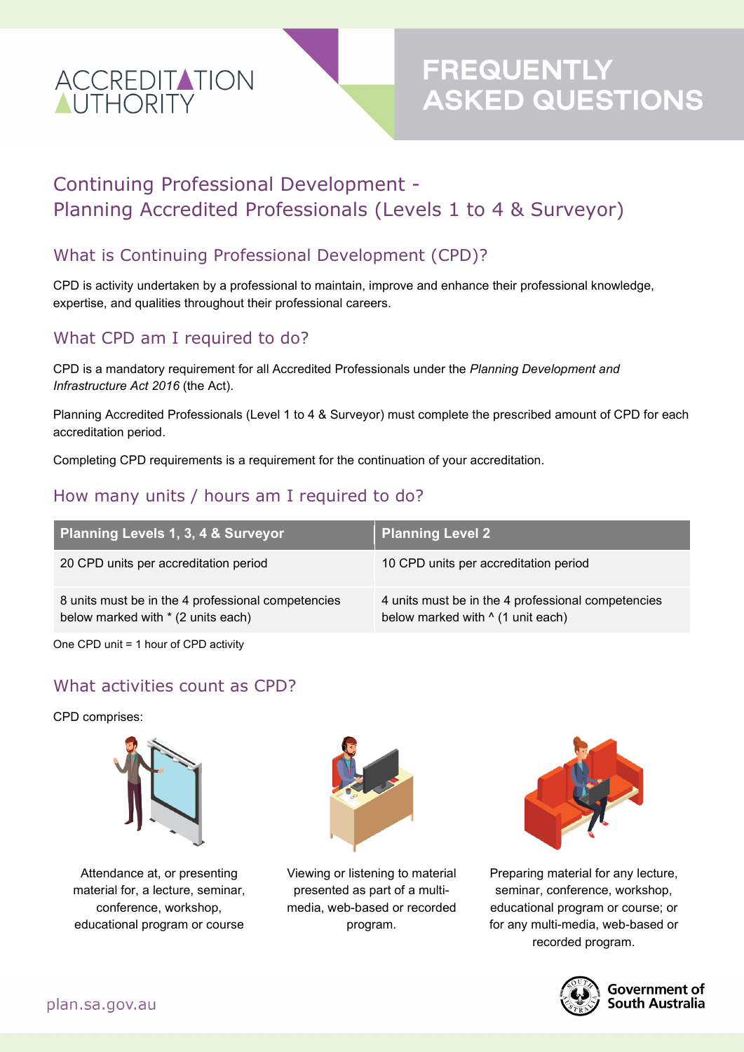ACCREDITATION AUTHORITY

# FREQUENTLY ASKED QUESTIONS

## Continuing Professional Development - Planning Accredited Professionals (Levels 1 to 4 & Surveyor)

### What is Continuing Professional Development (CPD)?

CPD is activity undertaken by a professional to maintain, improve and enhance their professional knowledge, expertise, and qualities throughout their professional careers.

### What CPD am I required to do?

CPD is a mandatory requirement for all Accredited Professionals under the *Planning Development and Infrastructure Act 2016* (the Act).

Planning Accredited Professionals (Level 1 to 4 & Surveyor) must complete the prescribed amount of CPD for each accreditation period.

Completing CPD requirements is a requirement for the continuation of your accreditation.

### How many units / hours am I required to do?

| Planning Levels 1, 3, 4 & Surveyor | Planning Level 2 |
|---|---|
| 20 CPD units per accreditation period | 10 CPD units per accreditation period |
| 8 units must be in the 4 professional competencies below marked with * (2 units each) | 4 units must be in the 4 professional competencies below marked with ^ (1 unit each) |

One CPD unit = 1 hour of CPD activity

### What activities count as CPD?

CPD comprises:

Attendance at, or presenting material for, a lecture, seminar, conference, workshop, educational program or course

Viewing or listening to material presented as part of a multi-media, web-based or recorded program.

Preparing material for any lecture, seminar, conference, workshop, educational program or course; or for any multi-media, web-based or recorded program.

plan.sa.gov.au

Government of South Australia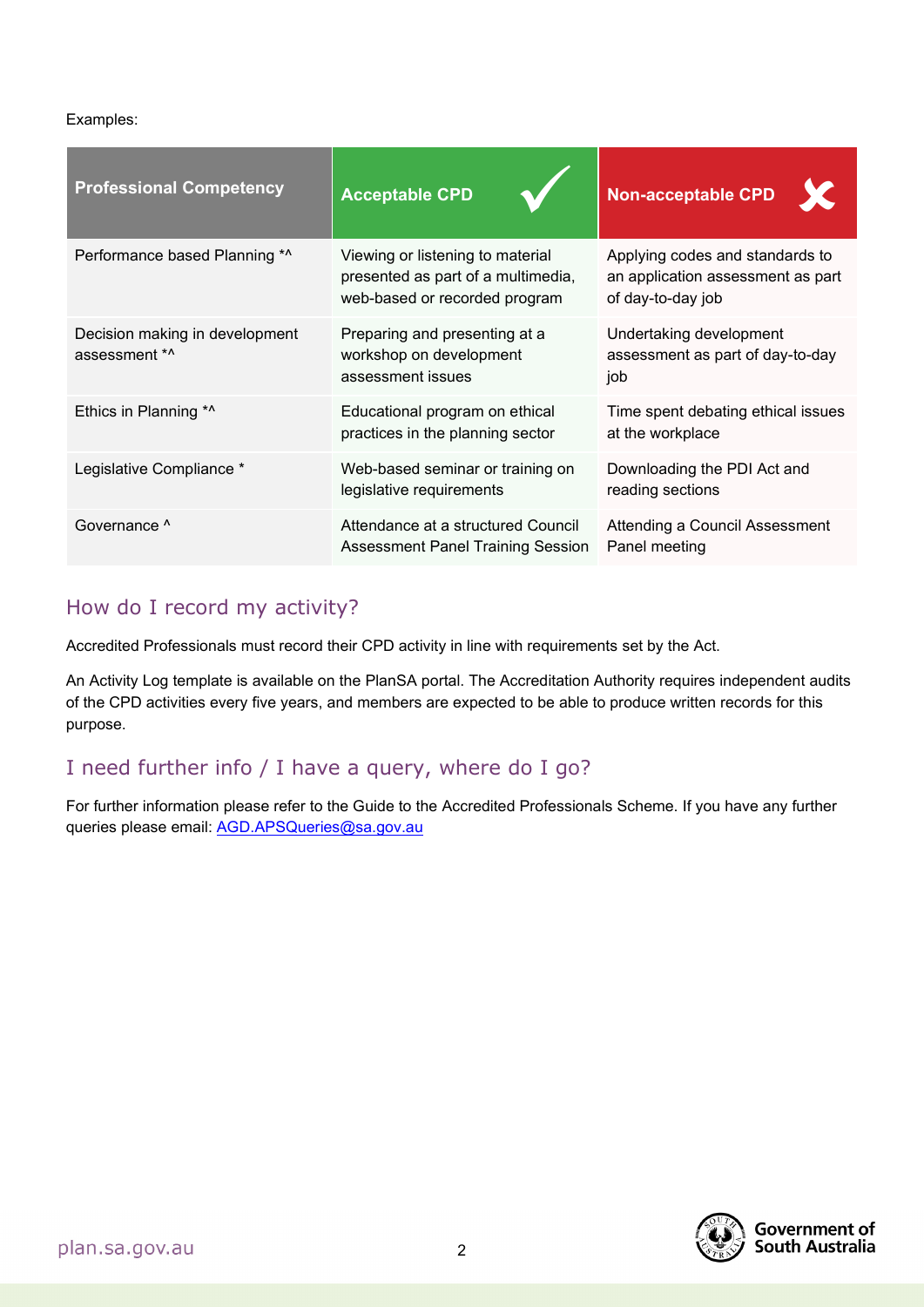Examples:

| Professional Competency | Acceptable CPD | Non-acceptable CPD |
| --- | --- | --- |
| Performance based Planning *^ | Viewing or listening to material presented as part of a multimedia, web-based or recorded program | Applying codes and standards to an application assessment as part of day-to-day job |
| Decision making in development assessment *^ | Preparing and presenting at a workshop on development assessment issues | Undertaking development assessment as part of day-to-day job |
| Ethics in Planning *^ | Educational program on ethical practices in the planning sector | Time spent debating ethical issues at the workplace |
| Legislative Compliance * | Web-based seminar or training on legislative requirements | Downloading the PDI Act and reading sections |
| Governance ^ | Attendance at a structured Council Assessment Panel Training Session | Attending a Council Assessment Panel meeting |

## How do I record my activity?

Accredited Professionals must record their CPD activity in line with requirements set by the Act.

An Activity Log template is available on the PlanSA portal. The Accreditation Authority requires independent audits of the CPD activities every five years, and members are expected to be able to produce written records for this purpose.

## I need further info / I have a query, where do I go?

For further information please refer to the Guide to the Accredited Professionals Scheme. If you have any further queries please email: AGD.APSQueries@sa.gov.au